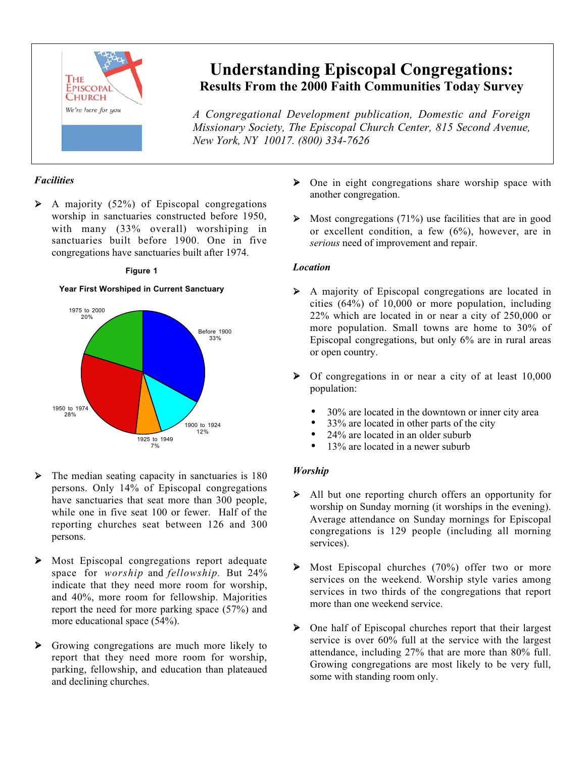# Understanding Episcopal Congregations:

## Results From the 2000 Faith Communities Today Survey

*A Congregational Development publication, Domestic and Foreign Missionary Society, The Episcopal Church Center, 815 Second Avenue, New York, NY 10017. (800) 334-7626*

### *Facilities*

- A majority (52%) of Episcopal congregations worship in sanctuaries constructed before 1950, with many (33% overall) worshiping in sanctuaries built before 1900. One in five congregations have sanctuaries built after 1974.

**Figure 1**

**Year First Worshiped in Current Sanctuary**

| Period | Percent |
|---|---|
| Before 1900 | 33% |
| 1900 to 1924 | 12% |
| 1925 to 1949 | 7% |
| 1950 to 1974 | 28% |
| 1975 to 2000 | 20% |

- The median seating capacity in sanctuaries is 180 persons. Only 14% of Episcopal congregations have sanctuaries that seat more than 300 people, while one in five seat 100 or fewer. Half of the reporting churches seat between 126 and 300 persons.

- Most Episcopal congregations report adequate space for *worship* and *fellowship*. But 24% indicate that they need more room for worship, and 40%, more room for fellowship. Majorities report the need for more parking space (57%) and more educational space (54%).

- Growing congregations are much more likely to report that they need more room for worship, parking, fellowship, and education than plateaued and declining churches.

- One in eight congregations share worship space with another congregation.

- Most congregations (71%) use facilities that are in good or excellent condition, a few (6%), however, are in *serious* need of improvement and repair.

### *Location*

- A majority of Episcopal congregations are located in cities (64%) of 10,000 or more population, including 22% which are located in or near a city of 250,000 or more population. Small towns are home to 30% of Episcopal congregations, but only 6% are in rural areas or open country.

- Of congregations in or near a city of at least 10,000 population:
  - 30% are located in the downtown or inner city area
  - 33% are located in other parts of the city
  - 24% are located in an older suburb
  - 13% are located in a newer suburb

### *Worship*

- All but one reporting church offers an opportunity for worship on Sunday morning (it worships in the evening). Average attendance on Sunday mornings for Episcopal congregations is 129 people (including all morning services).

- Most Episcopal churches (70%) offer two or more services on the weekend. Worship style varies among services in two thirds of the congregations that report more than one weekend service.

- One half of Episcopal churches report that their largest service is over 60% full at the service with the largest attendance, including 27% that are more than 80% full. Growing congregations are most likely to be very full, some with standing room only.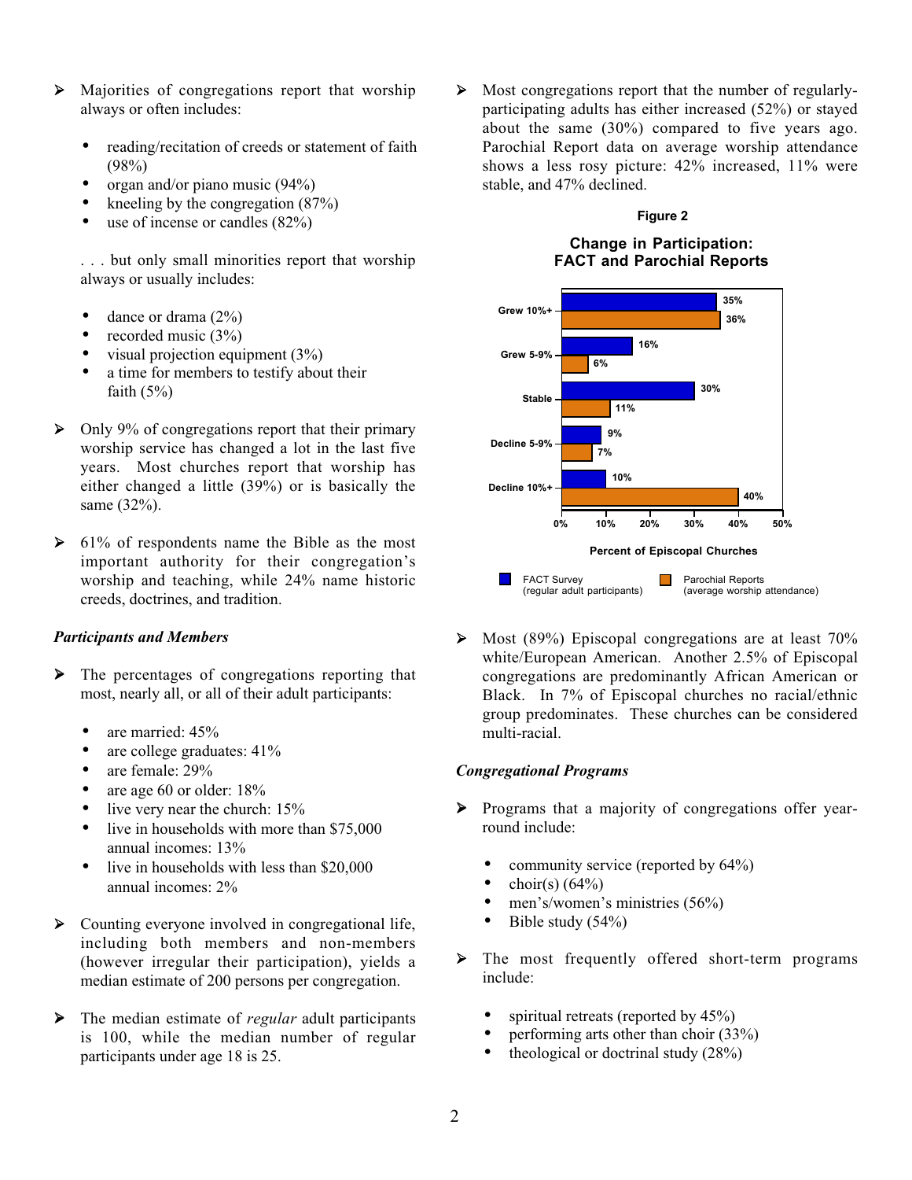- Majorities of congregations report that worship always or often includes:

  - reading/recitation of creeds or statement of faith (98%)
  - organ and/or piano music (94%)
  - kneeling by the congregation (87%)
  - use of incense or candles (82%)

  . . . but only small minorities report that worship always or usually includes:

  - dance or drama (2%)
  - recorded music (3%)
  - visual projection equipment (3%)
  - a time for members to testify about their faith (5%)

- Only 9% of congregations report that their primary worship service has changed a lot in the last five years. Most churches report that worship has either changed a little (39%) or is basically the same (32%).

- 61% of respondents name the Bible as the most important authority for their congregation's worship and teaching, while 24% name historic creeds, doctrines, and tradition.

### *Participants and Members*

- The percentages of congregations reporting that most, nearly all, or all of their adult participants:

  - are married: 45%
  - are college graduates: 41%
  - are female: 29%
  - are age 60 or older: 18%
  - live very near the church: 15%
  - live in households with more than $75,000 annual incomes: 13%
  - live in households with less than $20,000 annual incomes: 2%

- Counting everyone involved in congregational life, including both members and non-members (however irregular their participation), yields a median estimate of 200 persons per congregation.

- The median estimate of *regular* adult participants is 100, while the median number of regular participants under age 18 is 25.

- Most congregations report that the number of regularly-participating adults has either increased (52%) or stayed about the same (30%) compared to five years ago. Parochial Report data on average worship attendance shows a less rosy picture: 42% increased, 11% were stable, and 47% declined.

**Figure 2**

**Change in Participation: FACT and Parochial Reports**

| | FACT Survey (regular adult participants) | Parochial Reports (average worship attendance) |
|---|---|---|
| Grew 10%+ | 35% | 36% |
| Grew 5-9% | 16% | 6% |
| Stable | 30% | 11% |
| Decline 5-9% | 9% | 7% |
| Decline 10%+ | 10% | 40% |

Percent of Episcopal Churches

- Most (89%) Episcopal congregations are at least 70% white/European American. Another 2.5% of Episcopal congregations are predominantly African American or Black. In 7% of Episcopal churches no racial/ethnic group predominates. These churches can be considered multi-racial.

### *Congregational Programs*

- Programs that a majority of congregations offer year-round include:

  - community service (reported by 64%)
  - choir(s) (64%)
  - men's/women's ministries (56%)
  - Bible study (54%)

- The most frequently offered short-term programs include:

  - spiritual retreats (reported by 45%)
  - performing arts other than choir (33%)
  - theological or doctrinal study (28%)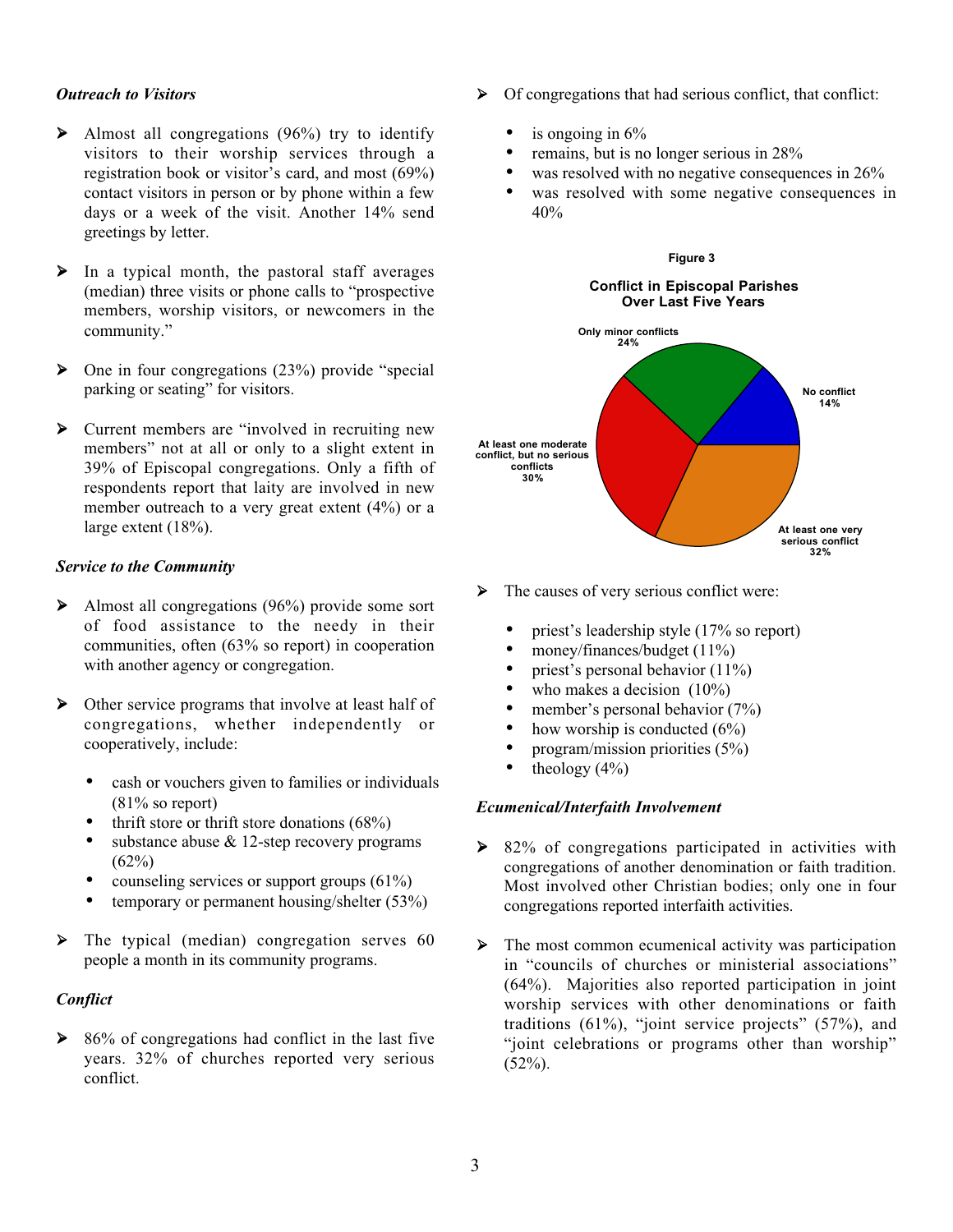### *Outreach to Visitors*

- Almost all congregations (96%) try to identify visitors to their worship services through a registration book or visitor's card, and most (69%) contact visitors in person or by phone within a few days or a week of the visit. Another 14% send greetings by letter.

- In a typical month, the pastoral staff averages (median) three visits or phone calls to "prospective members, worship visitors, or newcomers in the community."

- One in four congregations (23%) provide "special parking or seating" for visitors.

- Current members are "involved in recruiting new members" not at all or only to a slight extent in 39% of Episcopal congregations. Only a fifth of respondents report that laity are involved in new member outreach to a very great extent (4%) or a large extent (18%).

### *Service to the Community*

- Almost all congregations (96%) provide some sort of food assistance to the needy in their communities, often (63% so report) in cooperation with another agency or congregation.

- Other service programs that involve at least half of congregations, whether independently or cooperatively, include:
  - cash or vouchers given to families or individuals (81% so report)
  - thrift store or thrift store donations (68%)
  - substance abuse & 12-step recovery programs (62%)
  - counseling services or support groups (61%)
  - temporary or permanent housing/shelter (53%)

- The typical (median) congregation serves 60 people a month in its community programs.

### *Conflict*

- 86% of congregations had conflict in the last five years. 32% of churches reported very serious conflict.

- Of congregations that had serious conflict, that conflict:
  - is ongoing in 6%
  - remains, but is no longer serious in 28%
  - was resolved with no negative consequences in 26%
  - was resolved with some negative consequences in 40%

**Figure 3**

**Conflict in Episcopal Parishes Over Last Five Years**

| Category | Percent |
|---|---|
| No conflict | 14% |
| Only minor conflicts | 24% |
| At least one moderate conflict, but no serious conflicts | 30% |
| At least one very serious conflict | 32% |

- The causes of very serious conflict were:
  - priest's leadership style (17% so report)
  - money/finances/budget (11%)
  - priest's personal behavior (11%)
  - who makes a decision (10%)
  - member's personal behavior (7%)
  - how worship is conducted (6%)
  - program/mission priorities (5%)
  - theology (4%)

### *Ecumenical/Interfaith Involvement*

- 82% of congregations participated in activities with congregations of another denomination or faith tradition. Most involved other Christian bodies; only one in four congregations reported interfaith activities.

- The most common ecumenical activity was participation in "councils of churches or ministerial associations" (64%). Majorities also reported participation in joint worship services with other denominations or faith traditions (61%), "joint service projects" (57%), and "joint celebrations or programs other than worship" (52%).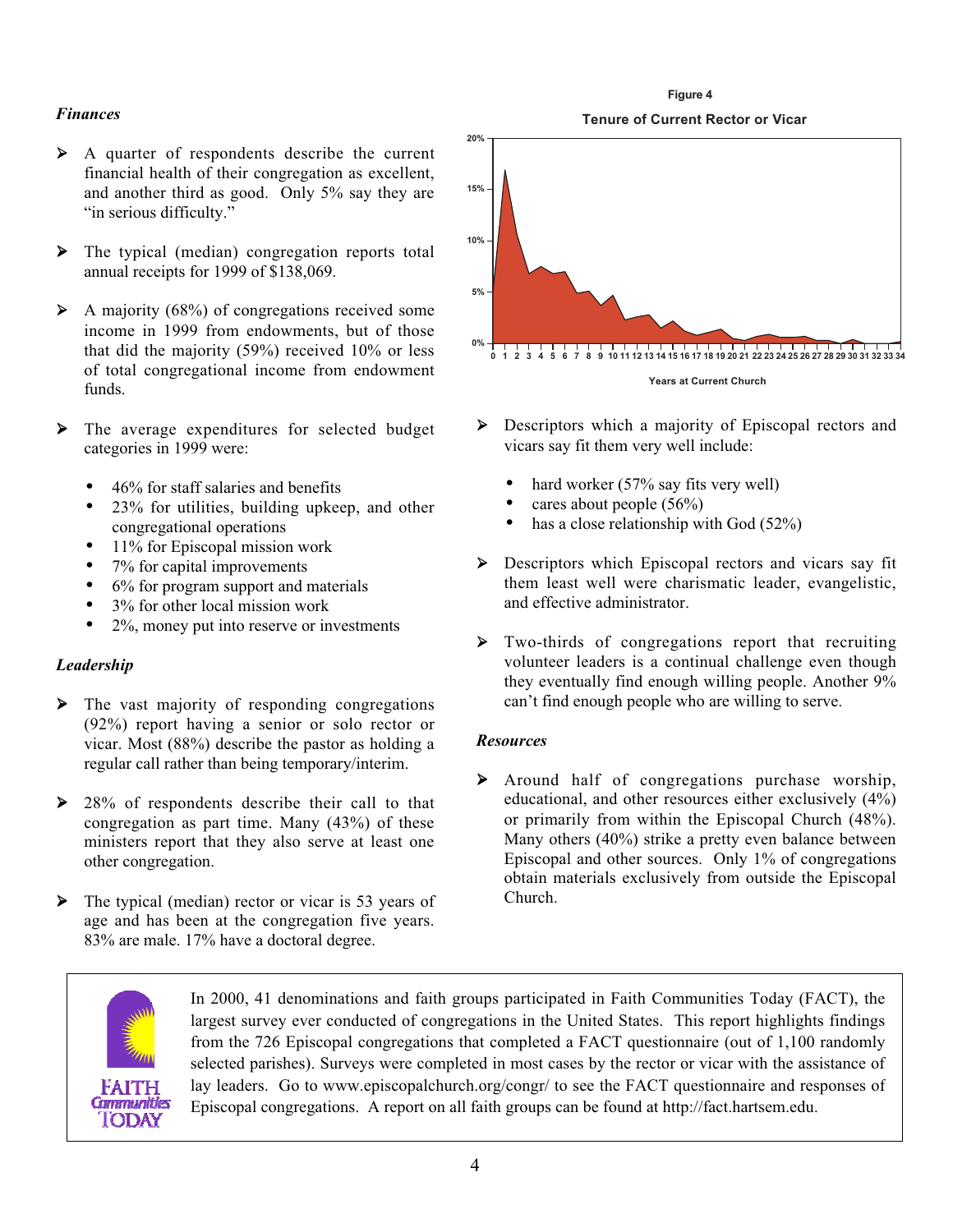### *Finances*

- A quarter of respondents describe the current financial health of their congregation as excellent, and another third as good. Only 5% say they are "in serious difficulty."

- The typical (median) congregation reports total annual receipts for 1999 of $138,069.

- A majority (68%) of congregations received some income in 1999 from endowments, but of those that did the majority (59%) received 10% or less of total congregational income from endowment funds.

- The average expenditures for selected budget categories in 1999 were:

  - 46% for staff salaries and benefits
  - 23% for utilities, building upkeep, and other congregational operations
  - 11% for Episcopal mission work
  - 7% for capital improvements
  - 6% for program support and materials
  - 3% for other local mission work
  - 2%, money put into reserve or investments

### *Leadership*

- The vast majority of responding congregations (92%) report having a senior or solo rector or vicar. Most (88%) describe the pastor as holding a regular call rather than being temporary/interim.

- 28% of respondents describe their call to that congregation as part time. Many (43%) of these ministers report that they also serve at least one other congregation.

- The typical (median) rector or vicar is 53 years of age and has been at the congregation five years. 83% are male. 17% have a doctoral degree.

**Figure 4**

**Tenure of Current Rector or Vicar**

20%
15%
10%
5%
0%

0 1 2 3 4 5 6 7 8 9 10 11 12 13 14 15 16 17 18 19 20 21 22 23 24 25 26 27 28 29 30 31 32 33 34

Years at Current Church

- Descriptors which a majority of Episcopal rectors and vicars say fit them very well include:

  - hard worker (57% say fits very well)
  - cares about people (56%)
  - has a close relationship with God (52%)

- Descriptors which Episcopal rectors and vicars say fit them least well were charismatic leader, evangelistic, and effective administrator.

- Two-thirds of congregations report that recruiting volunteer leaders is a continual challenge even though they eventually find enough willing people. Another 9% can't find enough people who are willing to serve.

### *Resources*

- Around half of congregations purchase worship, educational, and other resources either exclusively (4%) or primarily from within the Episcopal Church (48%). Many others (40%) strike a pretty even balance between Episcopal and other sources. Only 1% of congregations obtain materials exclusively from outside the Episcopal Church.

---

FAITH Communities TODAY

In 2000, 41 denominations and faith groups participated in Faith Communities Today (FACT), the largest survey ever conducted of congregations in the United States. This report highlights findings from the 726 Episcopal congregations that completed a FACT questionnaire (out of 1,100 randomly selected parishes). Surveys were completed in most cases by the rector or vicar with the assistance of lay leaders. Go to www.episcopalchurch.org/congr/ to see the FACT questionnaire and responses of Episcopal congregations. A report on all faith groups can be found at http://fact.hartsem.edu.